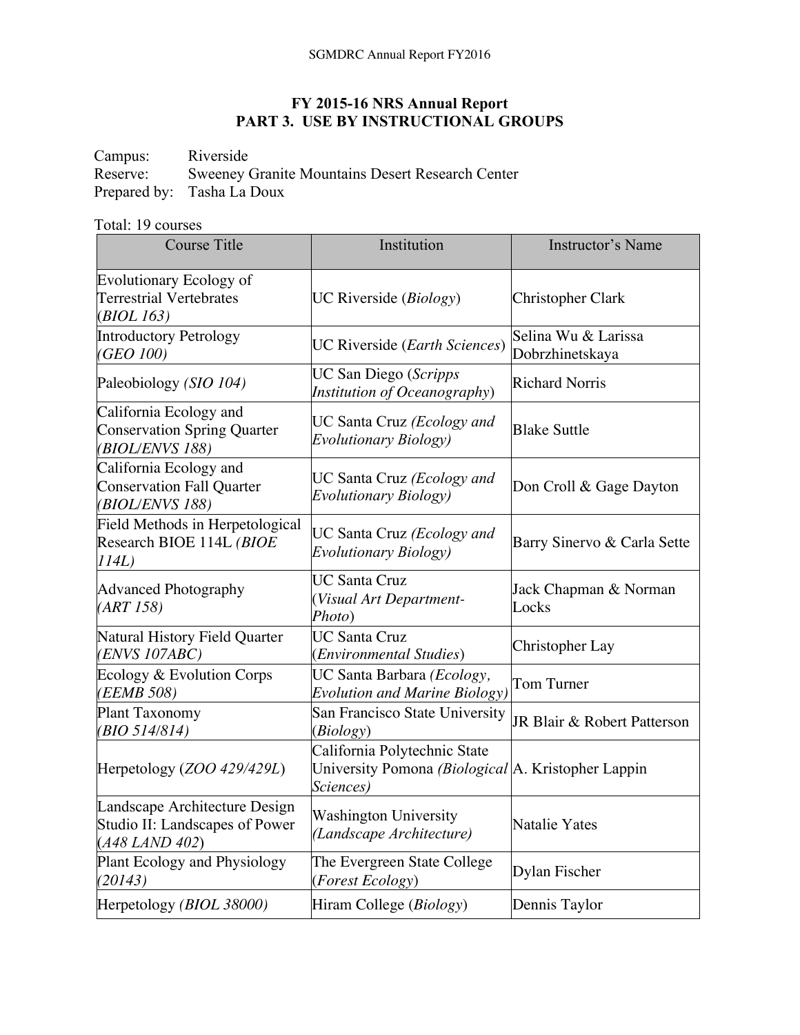## FY 2015-16 NRS Annual Report
## PART 3. USE BY INSTRUCTIONAL GROUPS

Campus: Riverside
Reserve: Sweeney Granite Mountains Desert Research Center
Prepared by: Tasha La Doux

Total: 19 courses

| Course Title | Institution | Instructor's Name |
|---|---|---|
| Evolutionary Ecology of Terrestrial Vertebrates (*BIOL 163)* | UC Riverside (*Biology*) | Christopher Clark |
| Introductory Petrology *(GEO 100)* | UC Riverside (*Earth Sciences*) | Selina Wu & Larissa Dobrzhinetskaya |
| Paleobiology *(SIO 104)* | UC San Diego (*Scripps Institution of Oceanography*) | Richard Norris |
| California Ecology and Conservation Spring Quarter *(BIOL/ENVS 188)* | UC Santa Cruz *(Ecology and Evolutionary Biology)* | Blake Suttle |
| California Ecology and Conservation Fall Quarter *(BIOL/ENVS 188)* | UC Santa Cruz *(Ecology and Evolutionary Biology)* | Don Croll & Gage Dayton |
| Field Methods in Herpetological Research BIOE 114L *(BIOE 114L)* | UC Santa Cruz *(Ecology and Evolutionary Biology)* | Barry Sinervo & Carla Sette |
| Advanced Photography *(ART 158)* | UC Santa Cruz (*Visual Art Department-Photo*) | Jack Chapman & Norman Locks |
| Natural History Field Quarter *(ENVS 107ABC)* | UC Santa Cruz (*Environmental Studies*) | Christopher Lay |
| Ecology & Evolution Corps *(EEMB 508)* | UC Santa Barbara *(Ecology, Evolution and Marine Biology)* | Tom Turner |
| Plant Taxonomy *(BIO 514/814)* | San Francisco State University (*Biology*) | JR Blair & Robert Patterson |
| Herpetology (*ZOO 429/429L*) | California Polytechnic State University Pomona *(Biological Sciences)* | A. Kristopher Lappin |
| Landscape Architecture Design Studio II: Landscapes of Power (*A48 LAND 402*) | Washington University *(Landscape Architecture)* | Natalie Yates |
| Plant Ecology and Physiology *(20143)* | The Evergreen State College (*Forest Ecology*) | Dylan Fischer |
| Herpetology *(BIOL 38000)* | Hiram College (*Biology*) | Dennis Taylor |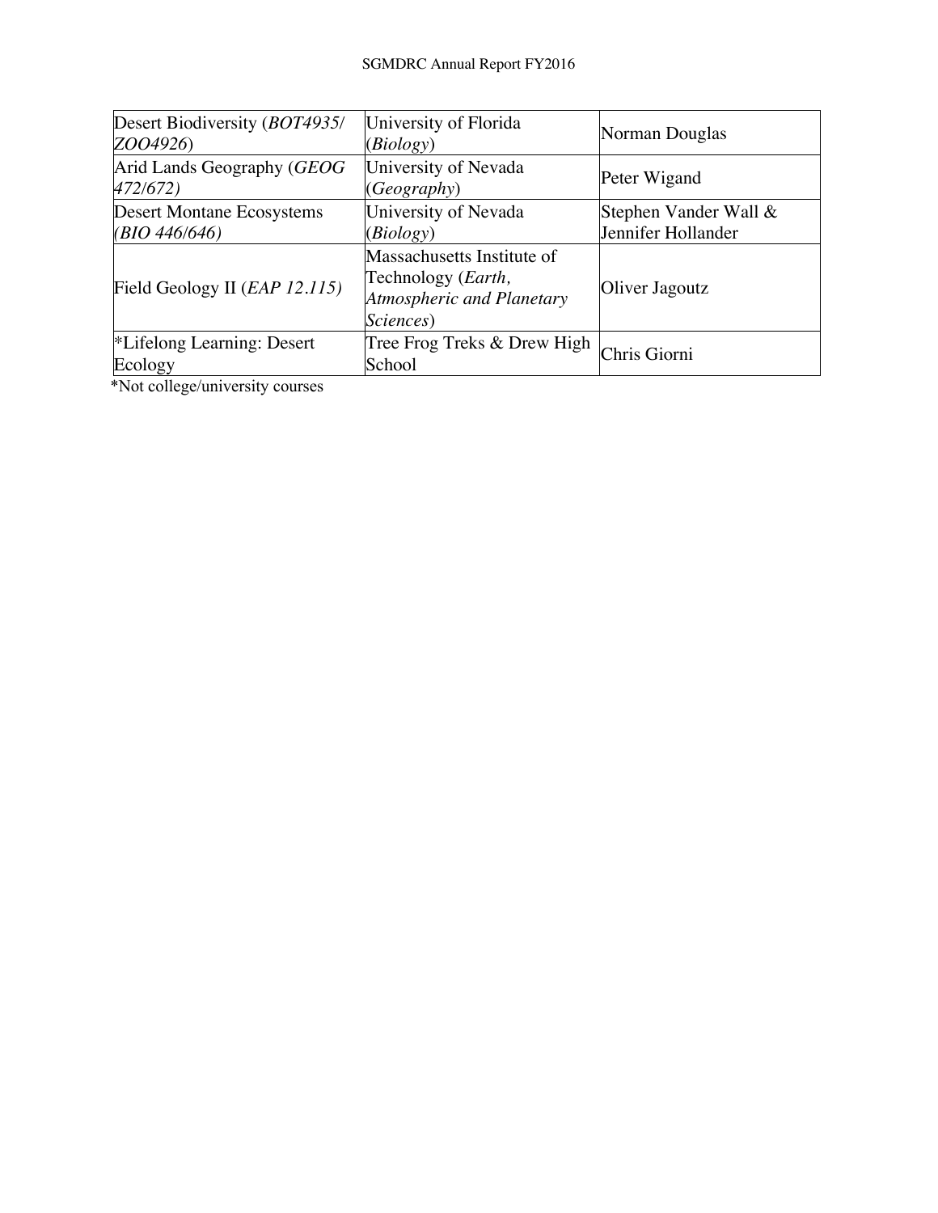| | | |
|---|---|---|
| Desert Biodiversity (*BOT4935/ ZOO4926*) | University of Florida (*Biology*) | Norman Douglas |
| Arid Lands Geography (*GEOG 472/672)* | University of Nevada (*Geography*) | Peter Wigand |
| Desert Montane Ecosystems *(BIO 446/646)* | University of Nevada (*Biology*) | Stephen Vander Wall & Jennifer Hollander |
| Field Geology II (*EAP 12.115)* | Massachusetts Institute of Technology (*Earth, Atmospheric and Planetary Sciences*) | Oliver Jagoutz |
| *Lifelong Learning: Desert Ecology | Tree Frog Treks & Drew High School | Chris Giorni |

*Not college/university courses